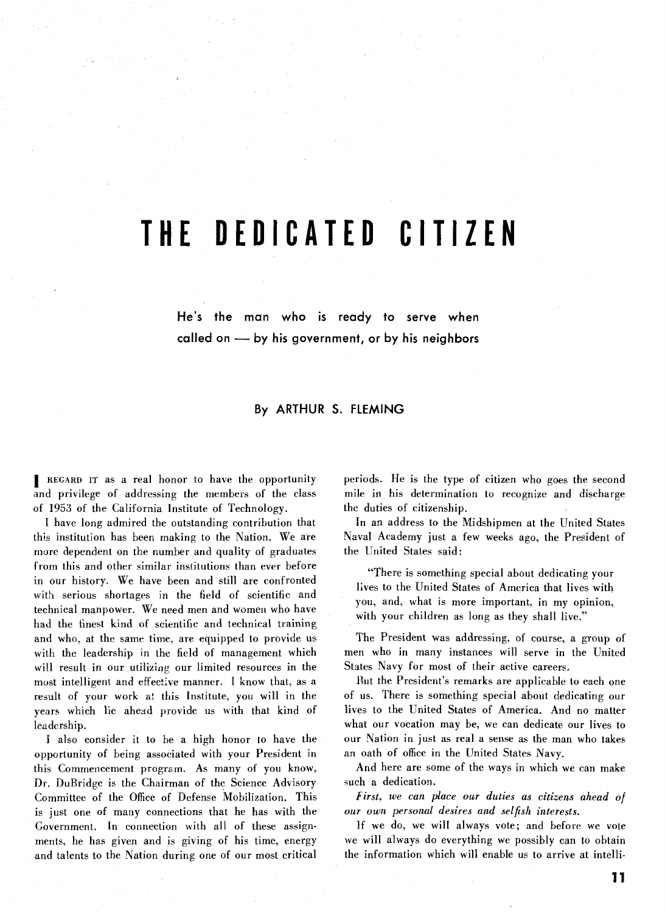# THE DEDICATED CITIZEN

**He's the man who is ready to serve when called on — by his government, or by his neighbors**

By ARTHUR S. FLEMING

I REGARD IT as a real honor to have the opportunity and privilege of addressing the members of the class of 1953 of the California Institute of Technology.

I have long admired the outstanding contribution that this institution has been making to the Nation. We are more dependent on the number and quality of graduates from this and other similar institutions than ever before in our history. We have been and still are confronted with serious shortages in the field of scientific and technical manpower. We need men and women who have had the finest kind of scientific and technical training and who, at the same time, are equipped to provide us with the leadership in the field of management which will result in our utilizing our limited resources in the most intelligent and effective manner. I know that, as a result of your work at this Institute, you will in the years which lie ahead provide us with that kind of leadership.

I also consider it to be a high honor to have the opportunity of being associated with your President in this Commencement program. As many of you know, Dr. DuBridge is the Chairman of the Science Advisory Committee of the Office of Defense Mobilization. This is just one of many connections that he has with the Government. In connection with all of these assignments, he has given and is giving of his time, energy and talents to the Nation during one of our most critical periods. He is the type of citizen who goes the second mile in his determination to recognize and discharge the duties of citizenship.

In an address to the Midshipmen at the United States Naval Academy just a few weeks ago, the President of the United States said:

> "There is something special about dedicating your lives to the United States of America that lives with you, and, what is more important, in my opinion, with your children as long as they shall live."

The President was addressing, of course, a group of men who in many instances will serve in the United States Navy for most of their active careers.

But the President's remarks are applicable to each one of us. There is something special about dedicating our lives to the United States of America. And no matter what our vocation may be, we can dedicate our lives to our Nation in just as real a sense as the man who takes an oath of office in the United States Navy.

And here are some of the ways in which we can make such a dedication.

*First, we can place our duties as citizens ahead of our own personal desires and selfish interests.*

If we do, we will always vote; and before we vote we will always do everything we possibly can to obtain the information which will enable us to arrive at intelli-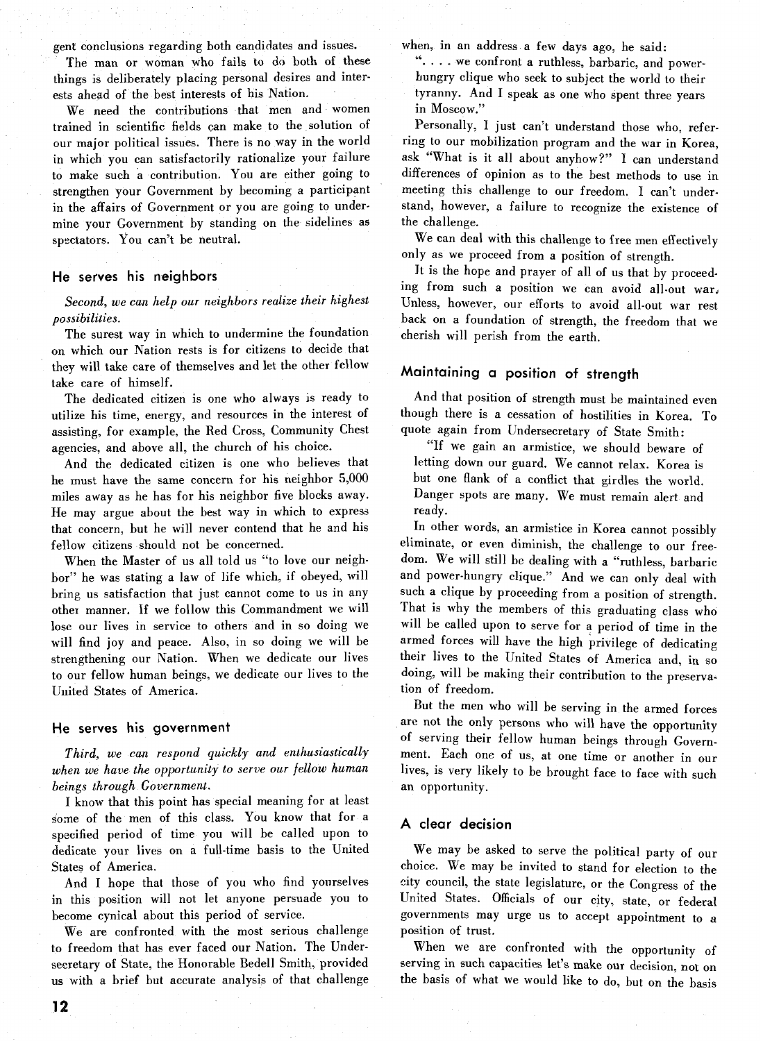gent conclusions regarding both candidates and issues.

The man or woman who fails to do both of these things is deliberately placing personal desires and interests ahead of the best interests of his Nation.

We need the contributions that men and women trained in scientific fields can make to the solution of our major political issues. There is no way in the world in which you can satisfactorily rationalize your failure to make such a contribution. You are either going to strengthen your Government by becoming a participant in the affairs of Government or you are going to undermine your Government by standing on the sidelines as spectators. You can't be neutral.

## He serves his neighbors

*Second, we can help our neighbors realize their highest possibilities.*

The surest way in which to undermine the foundation on which our Nation rests is for citizens to decide that they will take care of themselves and let the other fellow take care of himself.

The dedicated citizen is one who always is ready to utilize his time, energy, and resources in the interest of assisting, for example, the Red Cross, Community Chest agencies, and above all, the church of his choice.

And the dedicated citizen is one who believes that he must have the same concern for his neighbor 5,000 miles away as he has for his neighbor five blocks away. He may argue about the best way in which to express that concern, but he will never contend that he and his fellow citizens should not be concerned.

When the Master of us all told us "to love our neighbor" he was stating a law of life which, if obeyed, will bring us satisfaction that just cannot come to us in any other manner. If we follow this Commandment we will lose our lives in service to others and in so doing we will find joy and peace. Also, in so doing we will be strengthening our Nation. When we dedicate our lives to our fellow human beings, we dedicate our lives to the United States of America.

## He serves his government

*Third, we can respond quickly and enthusiastically when we have the opportunity to serve our fellow human beings through Government.*

I know that this point has special meaning for at least some of the men of this class. You know that for a specified period of time you will be called upon to dedicate your lives on a full-time basis to the United States of America.

And I hope that those of you who find yourselves in this position will not let anyone persuade you to become cynical about this period of service.

We are confronted with the most serious challenge to freedom that has ever faced our Nation. The Undersecretary of State, the Honorable Bedell Smith, provided us with a brief but accurate analysis of that challenge when, in an address a few days ago, he said:

> ". . . . we confront a ruthless, barbaric, and power-hungry clique who seek to subject the world to their tyranny. And I speak as one who spent three years in Moscow."

Personally, I just can't understand those who, referring to our mobilization program and the war in Korea, ask "What is it all about anyhow?" I can understand differences of opinion as to the best methods to use in meeting this challenge to our freedom. I can't understand, however, a failure to recognize the existence of the challenge.

We can deal with this challenge to free men effectively only as we proceed from a position of strength.

It is the hope and prayer of all of us that by proceeding from such a position we can avoid all-out war. Unless, however, our efforts to avoid all-out war rest back on a foundation of strength, the freedom that we cherish will perish from the earth.

## Maintaining a position of strength

And that position of strength must be maintained even though there is a cessation of hostilities in Korea. To quote again from Undersecretary of State Smith:

> "If we gain an armistice, we should beware of letting down our guard. We cannot relax. Korea is but one flank of a conflict that girdles the world. Danger spots are many. We must remain alert and ready.

In other words, an armistice in Korea cannot possibly eliminate, or even diminish, the challenge to our freedom. We will still be dealing with a "ruthless, barbaric and power-hungry clique." And we can only deal with such a clique by proceeding from a position of strength. That is why the members of this graduating class who will be called upon to serve for a period of time in the armed forces will have the high privilege of dedicating their lives to the United States of America and, in so doing, will be making their contribution to the preservation of freedom.

But the men who will be serving in the armed forces are not the only persons who will have the opportunity of serving their fellow human beings through Government. Each one of us, at one time or another in our lives, is very likely to be brought face to face with such an opportunity.

## A clear decision

We may be asked to serve the political party of our choice. We may be invited to stand for election to the city council, the state legislature, or the Congress of the United States. Officials of our city, state, or federal governments may urge us to accept appointment to a position of trust.

When we are confronted with the opportunity of serving in such capacities let's make our decision, not on the basis of what we would like to do, but on the basis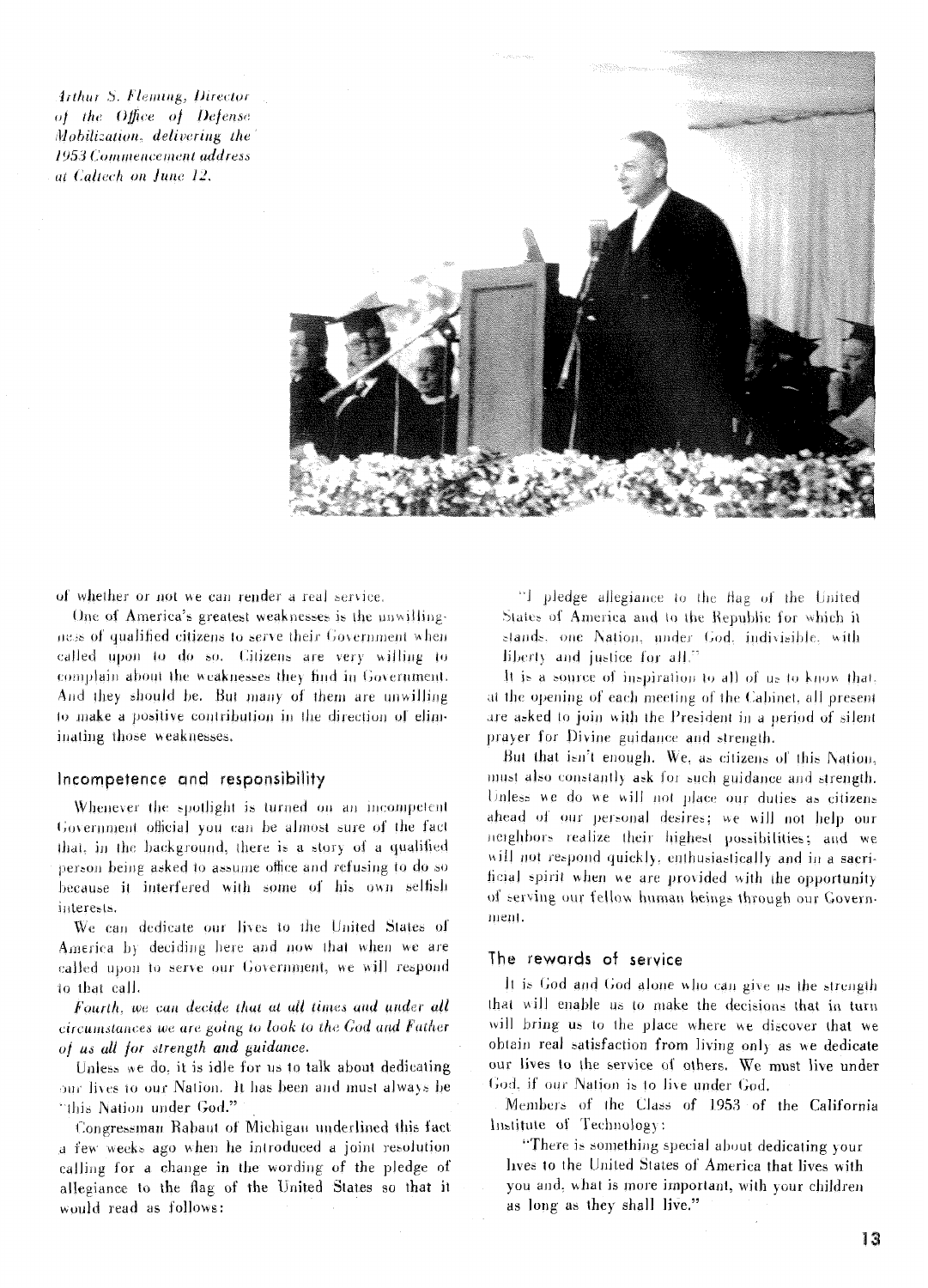*Arthur S. Fleming, Director of the Office of Defense Mobilization, delivering the 1953 Commencement address at Caltech on June 12.*

of whether or not we can render a real service.

One of America's greatest weaknesses is the unwillingness of qualified citizens to serve their Government when called upon to do so. Citizens are very willing to complain about the weaknesses they find in Government. And they should be. But many of them are unwilling to make a positive contribution in the direction of eliminating those weaknesses.

## Incompetence and responsibility

Whenever the spotlight is turned on an incompetent Government official you can be almost sure of the fact that, in the background, there is a story of a qualified person being asked to assume office and refusing to do so because it interfered with some of his own selfish interests.

We can dedicate our lives to the United States of America by deciding here and now that when we are called upon to serve our Government, we will respond to that call.

*Fourth, we can decide that at all times and under all circumstances we are going to look to the God and Father of us all for strength and guidance.*

Unless we do, it is idle for us to talk about dedicating our lives to our Nation. It has been and must always be "this Nation under God."

Congressman Rabaut of Michigan underlined this fact a few weeks ago when he introduced a joint resolution calling for a change in the wording of the pledge of allegiance to the flag of the United States so that it would read as follows:

"I pledge allegiance to the flag of the United States of America and to the Republic for which it stands, one Nation, under God, indivisible, with liberty and justice for all."

It is a source of inspiration to all of us to know that, at the opening of each meeting of the Cabinet, all present are asked to join with the President in a period of silent prayer for Divine guidance and strength.

But that isn't enough. We, as citizens of this Nation, must also constantly ask for such guidance and strength. Unless we do we will not place our duties as citizens ahead of our personal desires; we will not help our neighbors realize their highest possibilities; and we will not respond quickly, enthusiastically and in a sacrificial spirit when we are provided with the opportunity of serving our fellow human beings through our Government.

## The rewards of service

It is God and God alone who can give us the strength that will enable us to make the decisions that in turn will bring us to the place where we discover that we obtain real satisfaction from living only as we dedicate our lives to the service of others. We must live under God, if our Nation is to live under God.

Members of the Class of 1953 of the California Institute of Technology:

"There is something special about dedicating your lives to the United States of America that lives with you and, what is more important, with your children as long as they shall live."